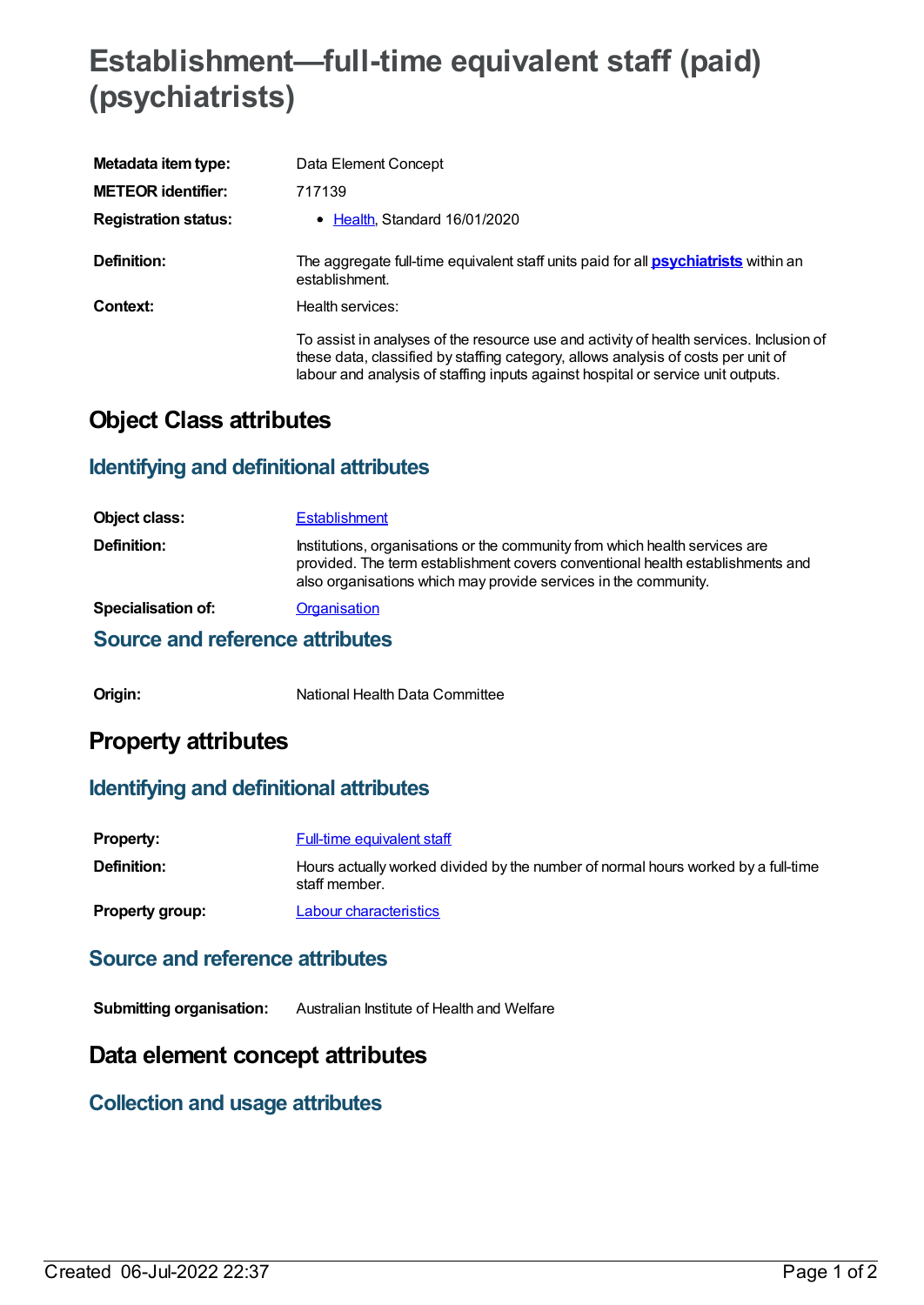# Establishment—full-time equivalent staff (paid) (psychiatrists)

| | |
|---|---|
| **Metadata item type:** | Data Element Concept |
| **METEOR identifier:** | 717139 |
| **Registration status:** | • Health, Standard 16/01/2020 |
| **Definition:** | The aggregate full-time equivalent staff units paid for all **psychiatrists** within an establishment. |
| **Context:** | Health services:<br><br>To assist in analyses of the resource use and activity of health services. Inclusion of these data, classified by staffing category, allows analysis of costs per unit of labour and analysis of staffing inputs against hospital or service unit outputs. |

## Object Class attributes

### Identifying and definitional attributes

| | |
|---|---|
| **Object class:** | Establishment |
| **Definition:** | Institutions, organisations or the community from which health services are provided. The term establishment covers conventional health establishments and also organisations which may provide services in the community. |
| **Specialisation of:** | Organisation |

### Source and reference attributes

| | |
|---|---|
| **Origin:** | National Health Data Committee |

## Property attributes

### Identifying and definitional attributes

| | |
|---|---|
| **Property:** | Full-time equivalent staff |
| **Definition:** | Hours actually worked divided by the number of normal hours worked by a full-time staff member. |
| **Property group:** | Labour characteristics |

### Source and reference attributes

| | |
|---|---|
| **Submitting organisation:** | Australian Institute of Health and Welfare |

## Data element concept attributes

### Collection and usage attributes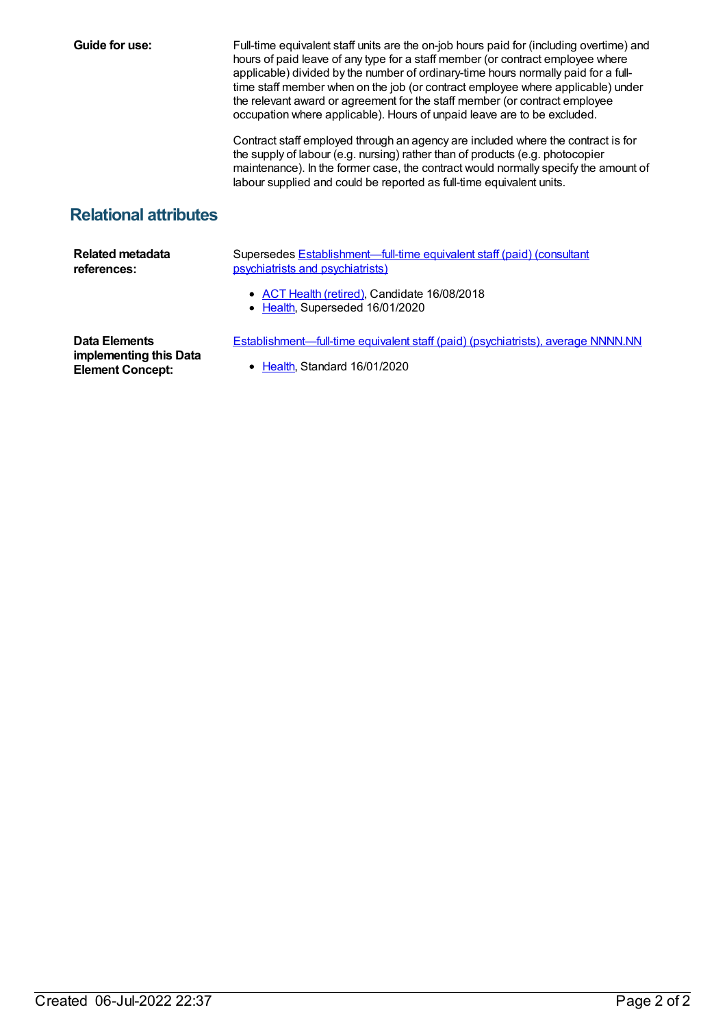**Guide for use:**

Full-time equivalent staff units are the on-job hours paid for (including overtime) and hours of paid leave of any type for a staff member (or contract employee where applicable) divided by the number of ordinary-time hours normally paid for a full-time staff member when on the job (or contract employee where applicable) under the relevant award or agreement for the staff member (or contract employee occupation where applicable). Hours of unpaid leave are to be excluded.

Contract staff employed through an agency are included where the contract is for the supply of labour (e.g. nursing) rather than of products (e.g. photocopier maintenance). In the former case, the contract would normally specify the amount of labour supplied and could be reported as full-time equivalent units.

## Relational attributes

**Related metadata references:**

Supersedes Establishment—full-time equivalent staff (paid) (consultant psychiatrists and psychiatrists)

- ACT Health (retired), Candidate 16/08/2018
- Health, Superseded 16/01/2020

**Data Elements implementing this Data Element Concept:**

Establishment—full-time equivalent staff (paid) (psychiatrists), average NNNN.NN

- Health, Standard 16/01/2020